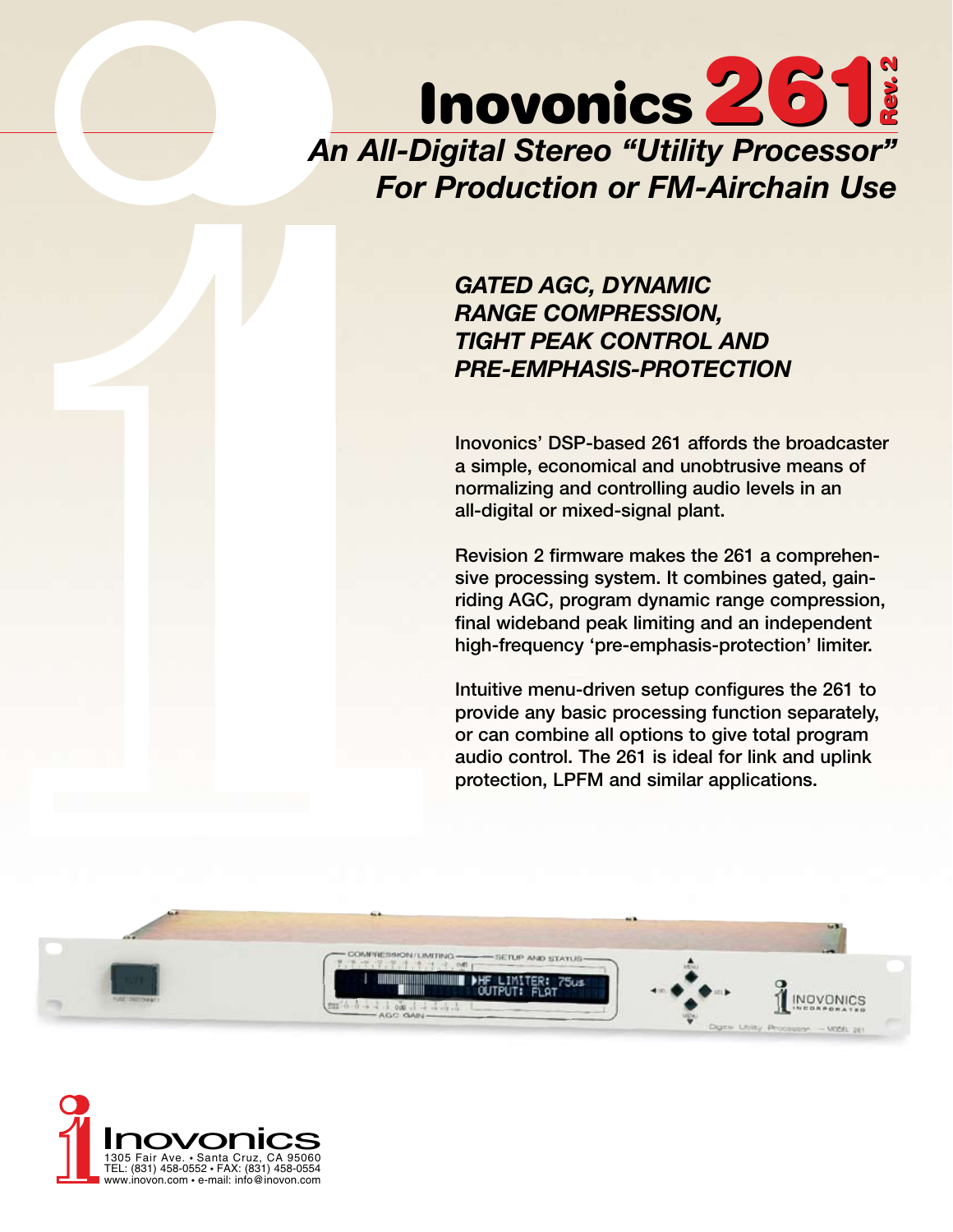# Inovonics 261 Rev. 2

## *An All-Digital Stereo "Utility Processor" For Production or FM-Airchain Use*

### *GATED AGC, DYNAMIC RANGE COMPRESSION, TIGHT PEAK CONTROL AND PRE-EMPHASIS-PROTECTION*

Inovonics' DSP-based 261 affords the broadcaster a simple, economical and unobtrusive means of normalizing and controlling audio levels in an all-digital or mixed-signal plant.

Revision 2 firmware makes the 261 a comprehensive processing system. It combines gated, gain-riding AGC, program dynamic range compression, final wideband peak limiting and an independent high-frequency 'pre-emphasis-protection' limiter.

Intuitive menu-driven setup configures the 261 to provide any basic processing function separately, or can combine all options to give total program audio control. The 261 is ideal for link and uplink protection, LPFM and similar applications.

Inovonics
1305 Fair Ave. • Santa Cruz, CA 95060
TEL: (831) 458-0552 • FAX: (831) 458-0554
www.inovon.com • e-mail: info@inovon.com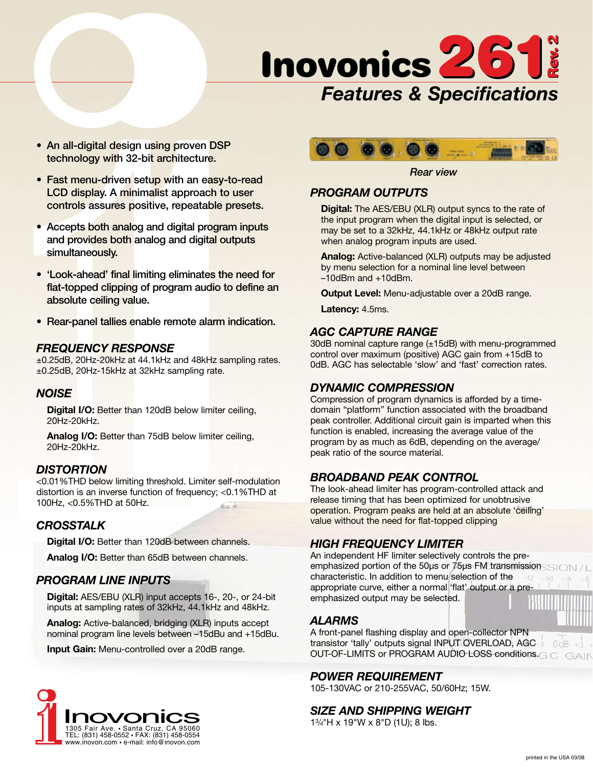# Inovonics 261 Rev. 2

## Features & Specifications

- An all-digital design using proven DSP technology with 32-bit architecture.
- Fast menu-driven setup with an easy-to-read LCD display. A minimalist approach to user controls assures positive, repeatable presets.
- Accepts both analog and digital program inputs and provides both analog and digital outputs simultaneously.
- ‘Look-ahead’ final limiting eliminates the need for flat-topped clipping of program audio to define an absolute ceiling value.
- Rear-panel tallies enable remote alarm indication.

### FREQUENCY RESPONSE

±0.25dB, 20Hz-20kHz at 44.1kHz and 48kHz sampling rates. ±0.25dB, 20Hz-15kHz at 32kHz sampling rate.

### NOISE

**Digital I/O:** Better than 120dB below limiter ceiling, 20Hz-20kHz.

**Analog I/O:** Better than 75dB below limiter ceiling, 20Hz-20kHz.

### DISTORTION

<0.01%THD below limiting threshold. Limiter self-modulation distortion is an inverse function of frequency; <0.1%THD at 100Hz, <0.5%THD at 50Hz.

### CROSSTALK

**Digital I/O:** Better than 120dB between channels.

**Analog I/O:** Better than 65dB between channels.

### PROGRAM LINE INPUTS

**Digital:** AES/EBU (XLR) input accepts 16-, 20-, or 24-bit inputs at sampling rates of 32kHz, 44.1kHz and 48kHz.

**Analog:** Active-balanced, bridging (XLR) inputs accept nominal program line levels between –15dBu and +15dBu.

**Input Gain:** Menu-controlled over a 20dB range.

Rear view

### PROGRAM OUTPUTS

**Digital:** The AES/EBU (XLR) output syncs to the rate of the input program when the digital input is selected, or may be set to a 32kHz, 44.1kHz or 48kHz output rate when analog program inputs are used.

**Analog:** Active-balanced (XLR) outputs may be adjusted by menu selection for a nominal line level between –10dBm and +10dBm.

**Output Level:** Menu-adjustable over a 20dB range.

**Latency:** 4.5ms.

### AGC CAPTURE RANGE

30dB nominal capture range (±15dB) with menu-programmed control over maximum (positive) AGC gain from +15dB to 0dB. AGC has selectable ‘slow’ and ‘fast’ correction rates.

### DYNAMIC COMPRESSION

Compression of program dynamics is afforded by a time-domain “platform” function associated with the broadband peak controller. Additional circuit gain is imparted when this function is enabled, increasing the average value of the program by as much as 6dB, depending on the average/peak ratio of the source material.

### BROADBAND PEAK CONTROL

The look-ahead limiter has program-controlled attack and release timing that has been optimized for unobtrusive operation. Program peaks are held at an absolute ‘ceiling’ value without the need for flat-topped clipping

### HIGH FREQUENCY LIMITER

An independent HF limiter selectively controls the pre-emphasized portion of the 50µs or 75µs FM transmission characteristic. In addition to menu selection of the appropriate curve, either a normal ‘flat’ output or a pre-emphasized output may be selected.

### ALARMS

A front-panel flashing display and open-collector NPN transistor ‘tally’ outputs signal INPUT OVERLOAD, AGC OUT-OF-LIMITS or PROGRAM AUDIO LOSS conditions.

### POWER REQUIREMENT

105-130VAC or 210-255VAC, 50/60Hz; 15W.

### SIZE AND SHIPPING WEIGHT

1¾"H x 19"W x 8"D (1U); 8 lbs.

Inovonics
1305 Fair Ave. • Santa Cruz, CA 95060
TEL: (831) 458-0552 • FAX: (831) 458-0554
www.inovon.com • e-mail: info@inovon.com

printed in the USA 03/08